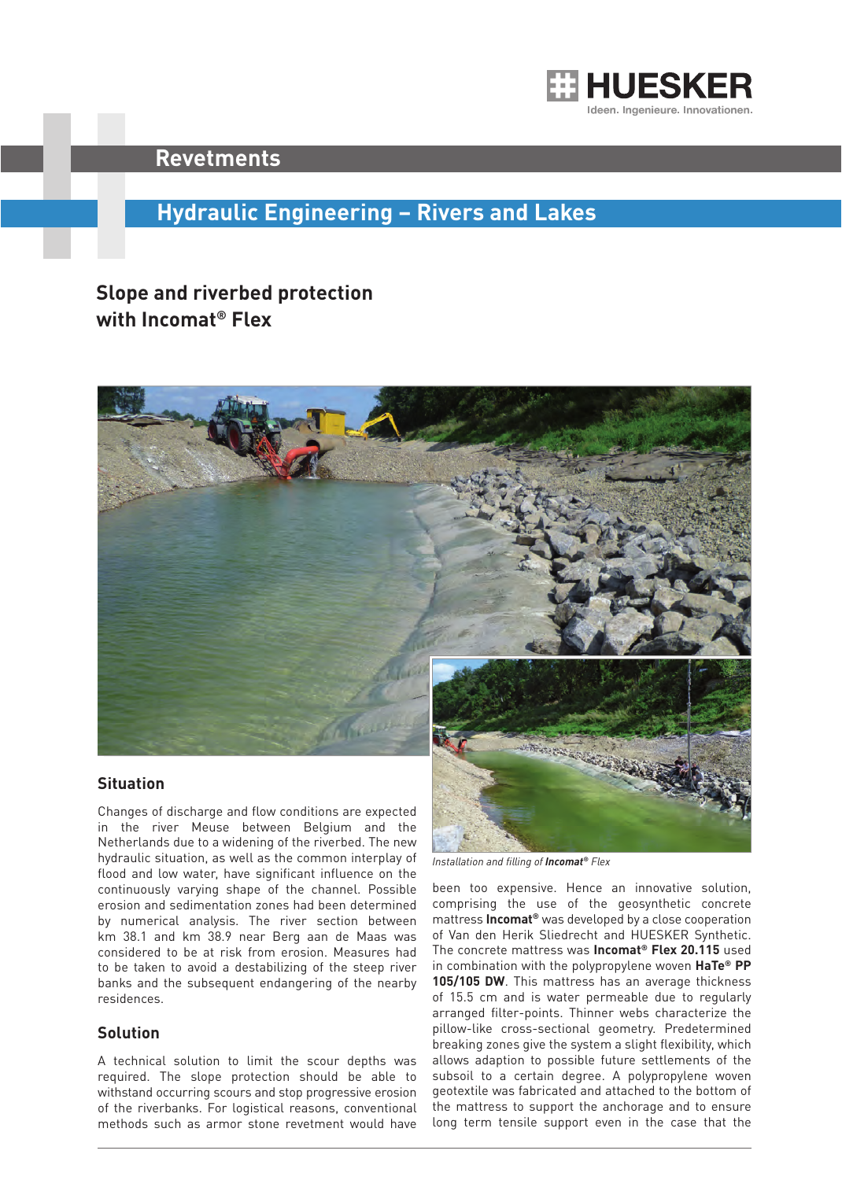# Revetments

## Hydraulic Engineering – Rivers and Lakes

### Slope and riverbed protection with Incomat® Flex

*Installation and filling of **Incomat®** Flex*

### Situation

Changes of discharge and flow conditions are expected in the river Meuse between Belgium and the Netherlands due to a widening of the riverbed. The new hydraulic situation, as well as the common interplay of flood and low water, have significant influence on the continuously varying shape of the channel. Possible erosion and sedimentation zones had been determined by numerical analysis. The river section between km 38.1 and km 38.9 near Berg aan de Maas was considered to be at risk from erosion. Measures had to be taken to avoid a destabilizing of the steep river banks and the subsequent endangering of the nearby residences.

### Solution

A technical solution to limit the scour depths was required. The slope protection should be able to withstand occurring scours and stop progressive erosion of the riverbanks. For logistical reasons, conventional methods such as armor stone revetment would have been too expensive. Hence an innovative solution, comprising the use of the geosynthetic concrete mattress **Incomat®** was developed by a close cooperation of Van den Herik Sliedrecht and HUESKER Synthetic. The concrete mattress was **Incomat® Flex 20.115** used in combination with the polypropylene woven **HaTe® PP 105/105 DW**. This mattress has an average thickness of 15.5 cm and is water permeable due to regularly arranged filter-points. Thinner webs characterize the pillow-like cross-sectional geometry. Predetermined breaking zones give the system a slight flexibility, which allows adaption to possible future settlements of the subsoil to a certain degree. A polypropylene woven geotextile was fabricated and attached to the bottom of the mattress to support the anchorage and to ensure long term tensile support even in the case that the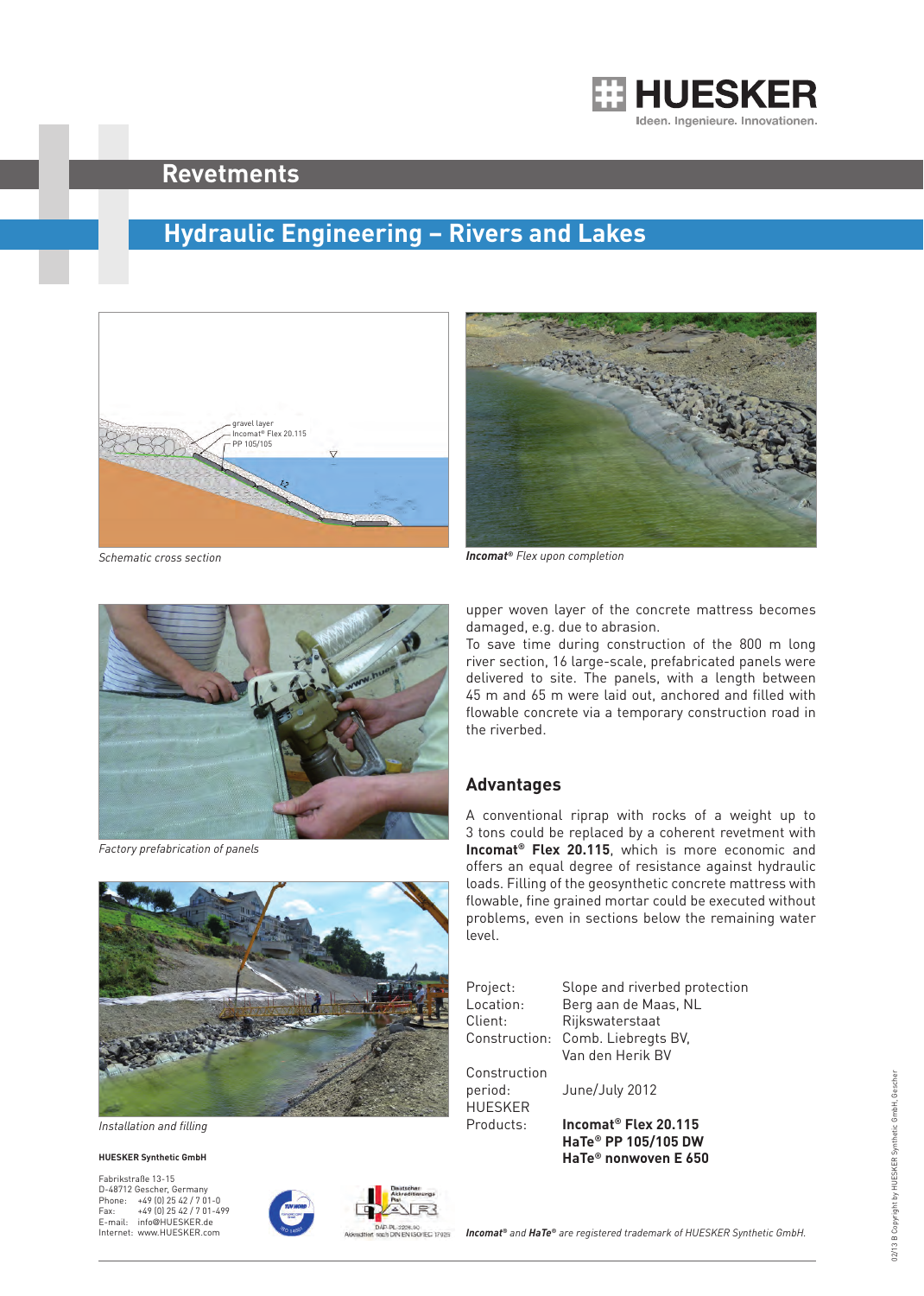# Revetments

## Hydraulic Engineering – Rivers and Lakes

gravel layer
Incomat® Flex 20.115
PP 105/105
1:2

*Schematic cross section*

***Incomat®*** *Flex upon completion*

*Factory prefabrication of panels*

*Installation and filling*

upper woven layer of the concrete mattress becomes damaged, e.g. due to abrasion.
To save time during construction of the 800 m long river section, 16 large-scale, prefabricated panels were delivered to site. The panels, with a length between 45 m and 65 m were laid out, anchored and filled with flowable concrete via a temporary construction road in the riverbed.

### Advantages

A conventional riprap with rocks of a weight up to 3 tons could be replaced by a coherent revetment with **Incomat® Flex 20.115**, which is more economic and offers an equal degree of resistance against hydraulic loads. Filling of the geosynthetic concrete mattress with flowable, fine grained mortar could be executed without problems, even in sections below the remaining water level.

| | |
|---|---|
| Project: | Slope and riverbed protection |
| Location: | Berg aan de Maas, NL |
| Client: | Rijkswaterstaat |
| Construction: | Comb. Liebregts BV, Van den Herik BV |
| Construction period: | June/July 2012 |
| HUESKER Products: | **Incomat® Flex 20.115**<br>**HaTe® PP 105/105 DW**<br>**HaTe® nonwoven E 650** |

**HUESKER Synthetic GmbH**

Fabrikstraße 13-15
D-48712 Gescher, Germany
Phone: +49 (0) 25 42 / 7 01-0
Fax: +49 (0) 25 42 / 7 01-499
E-mail: info@HUESKER.de
Internet: www.HUESKER.com

***Incomat®*** *and* ***HaTe®*** *are registered trademark of HUESKER Synthetic GmbH.*

02/13 B Copyright by HUESKER Synthetic GmbH, Gescher